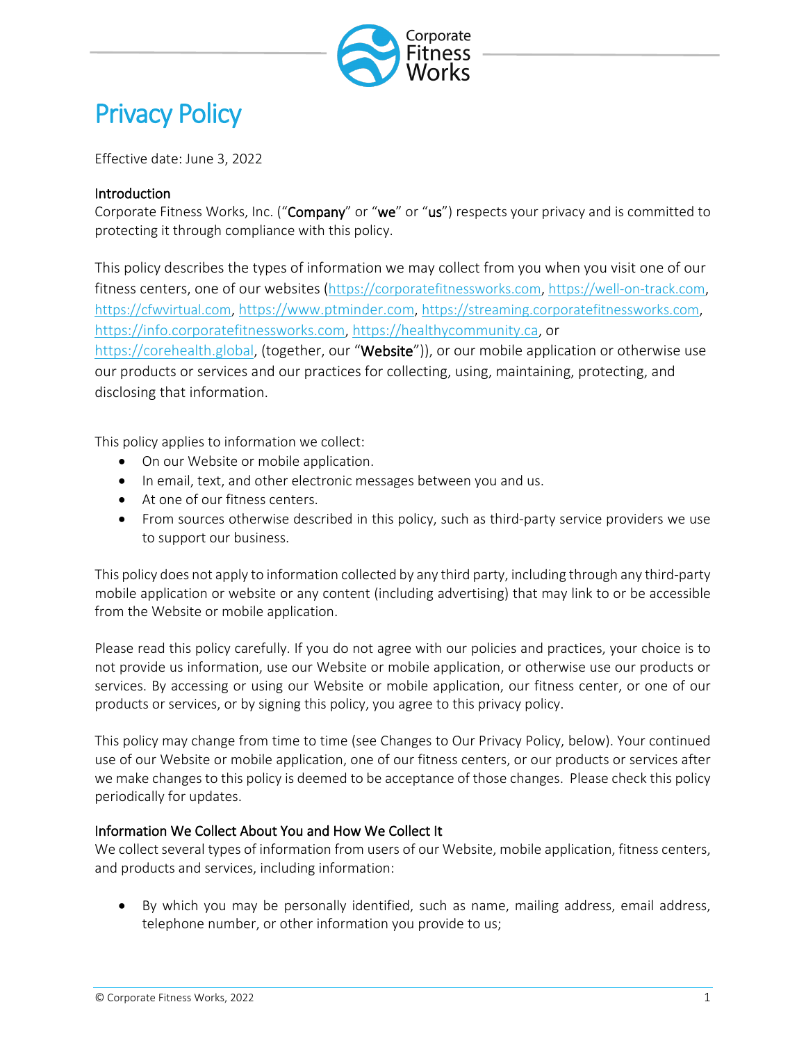# Privacy Policy

Effective date: June 3, 2022

## Introduction

Corporate Fitness Works, Inc. ("**Company**" or "**we**" or "**us**") respects your privacy and is committed to protecting it through compliance with this policy.

This policy describes the types of information we may collect from you when you visit one of our fitness centers, one of our websites (https://corporatefitnessworks.com, https://well-on-track.com, https://cfwvirtual.com, https://www.ptminder.com, https://streaming.corporatefitnessworks.com, https://info.corporatefitnessworks.com, https://healthycommunity.ca, or https://corehealth.global, (together, our "**Website**")), or our mobile application or otherwise use our products or services and our practices for collecting, using, maintaining, protecting, and disclosing that information.

This policy applies to information we collect:

- On our Website or mobile application.
- In email, text, and other electronic messages between you and us.
- At one of our fitness centers.
- From sources otherwise described in this policy, such as third-party service providers we use to support our business.

This policy does not apply to information collected by any third party, including through any third-party mobile application or website or any content (including advertising) that may link to or be accessible from the Website or mobile application.

Please read this policy carefully. If you do not agree with our policies and practices, your choice is to not provide us information, use our Website or mobile application, or otherwise use our products or services. By accessing or using our Website or mobile application, our fitness center, or one of our products or services, or by signing this policy, you agree to this privacy policy.

This policy may change from time to time (see Changes to Our Privacy Policy, below). Your continued use of our Website or mobile application, one of our fitness centers, or our products or services after we make changes to this policy is deemed to be acceptance of those changes. Please check this policy periodically for updates.

## Information We Collect About You and How We Collect It

We collect several types of information from users of our Website, mobile application, fitness centers, and products and services, including information:

- By which you may be personally identified, such as name, mailing address, email address, telephone number, or other information you provide to us;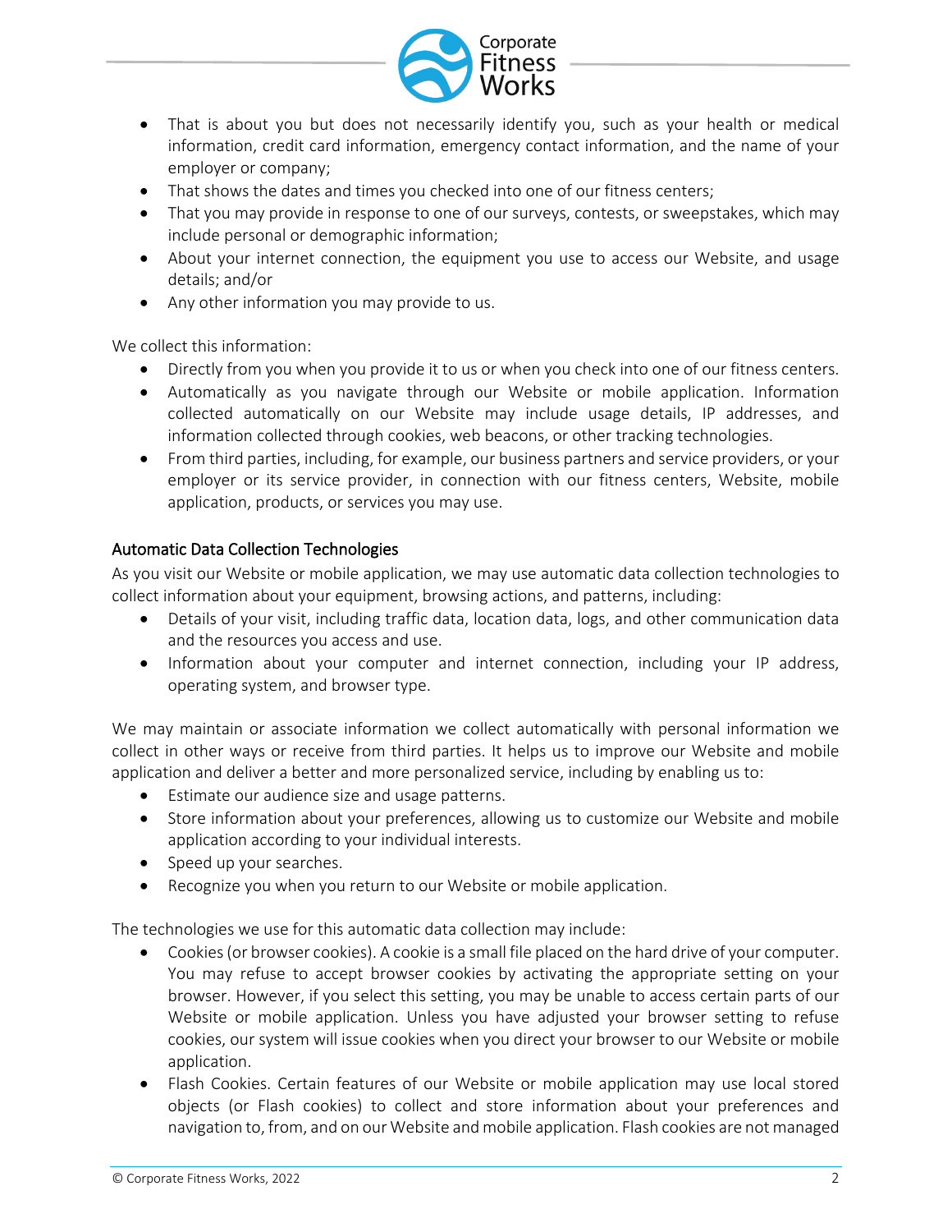- That is about you but does not necessarily identify you, such as your health or medical information, credit card information, emergency contact information, and the name of your employer or company;
- That shows the dates and times you checked into one of our fitness centers;
- That you may provide in response to one of our surveys, contests, or sweepstakes, which may include personal or demographic information;
- About your internet connection, the equipment you use to access our Website, and usage details; and/or
- Any other information you may provide to us.

We collect this information:

- Directly from you when you provide it to us or when you check into one of our fitness centers.
- Automatically as you navigate through our Website or mobile application. Information collected automatically on our Website may include usage details, IP addresses, and information collected through cookies, web beacons, or other tracking technologies.
- From third parties, including, for example, our business partners and service providers, or your employer or its service provider, in connection with our fitness centers, Website, mobile application, products, or services you may use.

### Automatic Data Collection Technologies

As you visit our Website or mobile application, we may use automatic data collection technologies to collect information about your equipment, browsing actions, and patterns, including:

- Details of your visit, including traffic data, location data, logs, and other communication data and the resources you access and use.
- Information about your computer and internet connection, including your IP address, operating system, and browser type.

We may maintain or associate information we collect automatically with personal information we collect in other ways or receive from third parties. It helps us to improve our Website and mobile application and deliver a better and more personalized service, including by enabling us to:

- Estimate our audience size and usage patterns.
- Store information about your preferences, allowing us to customize our Website and mobile application according to your individual interests.
- Speed up your searches.
- Recognize you when you return to our Website or mobile application.

The technologies we use for this automatic data collection may include:

- Cookies (or browser cookies). A cookie is a small file placed on the hard drive of your computer. You may refuse to accept browser cookies by activating the appropriate setting on your browser. However, if you select this setting, you may be unable to access certain parts of our Website or mobile application. Unless you have adjusted your browser setting to refuse cookies, our system will issue cookies when you direct your browser to our Website or mobile application.
- Flash Cookies. Certain features of our Website or mobile application may use local stored objects (or Flash cookies) to collect and store information about your preferences and navigation to, from, and on our Website and mobile application. Flash cookies are not managed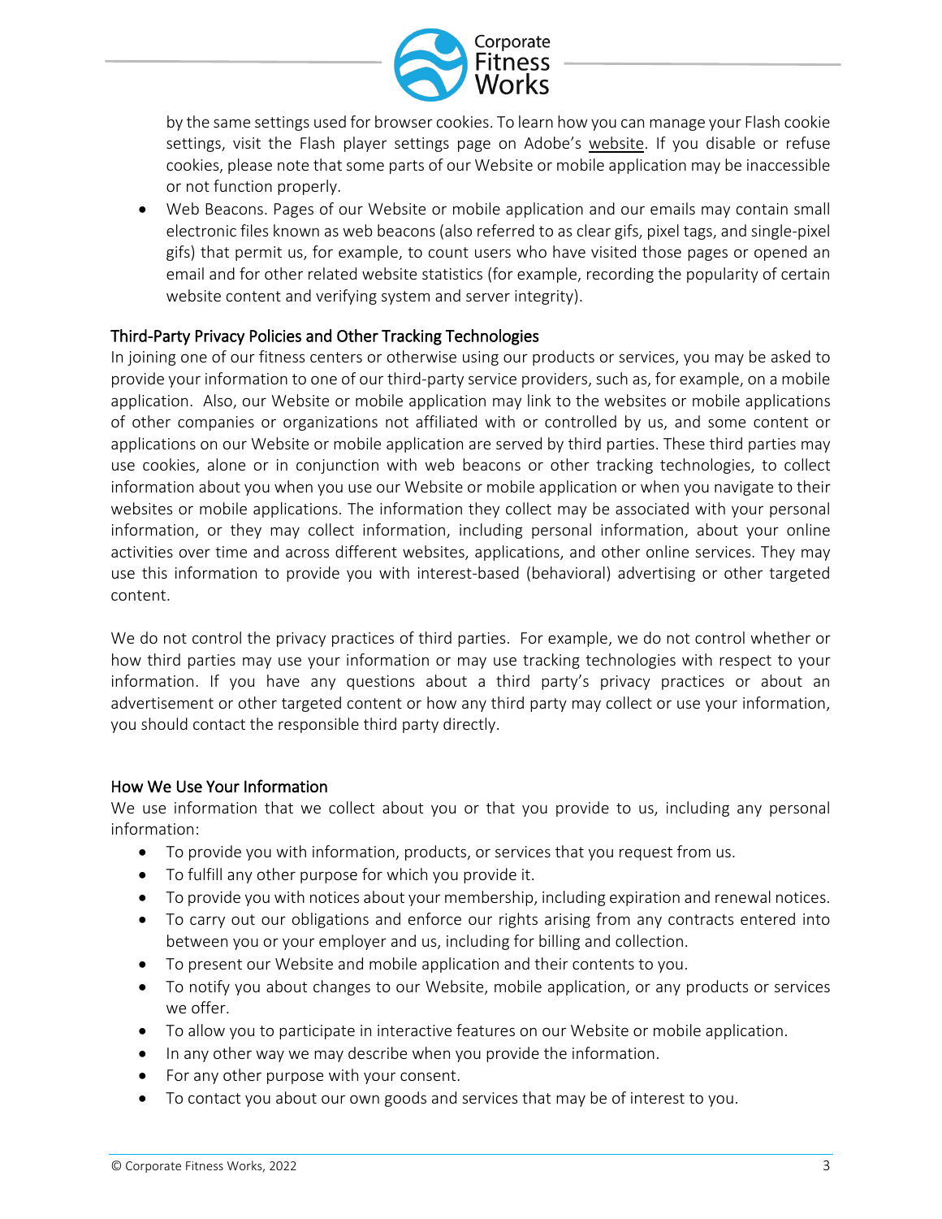by the same settings used for browser cookies. To learn how you can manage your Flash cookie settings, visit the Flash player settings page on Adobe's website. If you disable or refuse cookies, please note that some parts of our Website or mobile application may be inaccessible or not function properly.

- Web Beacons. Pages of our Website or mobile application and our emails may contain small electronic files known as web beacons (also referred to as clear gifs, pixel tags, and single-pixel gifs) that permit us, for example, to count users who have visited those pages or opened an email and for other related website statistics (for example, recording the popularity of certain website content and verifying system and server integrity).

## Third-Party Privacy Policies and Other Tracking Technologies

In joining one of our fitness centers or otherwise using our products or services, you may be asked to provide your information to one of our third-party service providers, such as, for example, on a mobile application. Also, our Website or mobile application may link to the websites or mobile applications of other companies or organizations not affiliated with or controlled by us, and some content or applications on our Website or mobile application are served by third parties. These third parties may use cookies, alone or in conjunction with web beacons or other tracking technologies, to collect information about you when you use our Website or mobile application or when you navigate to their websites or mobile applications. The information they collect may be associated with your personal information, or they may collect information, including personal information, about your online activities over time and across different websites, applications, and other online services. They may use this information to provide you with interest-based (behavioral) advertising or other targeted content.

We do not control the privacy practices of third parties. For example, we do not control whether or how third parties may use your information or may use tracking technologies with respect to your information. If you have any questions about a third party's privacy practices or about an advertisement or other targeted content or how any third party may collect or use your information, you should contact the responsible third party directly.

## How We Use Your Information

We use information that we collect about you or that you provide to us, including any personal information:

- To provide you with information, products, or services that you request from us.
- To fulfill any other purpose for which you provide it.
- To provide you with notices about your membership, including expiration and renewal notices.
- To carry out our obligations and enforce our rights arising from any contracts entered into between you or your employer and us, including for billing and collection.
- To present our Website and mobile application and their contents to you.
- To notify you about changes to our Website, mobile application, or any products or services we offer.
- To allow you to participate in interactive features on our Website or mobile application.
- In any other way we may describe when you provide the information.
- For any other purpose with your consent.
- To contact you about our own goods and services that may be of interest to you.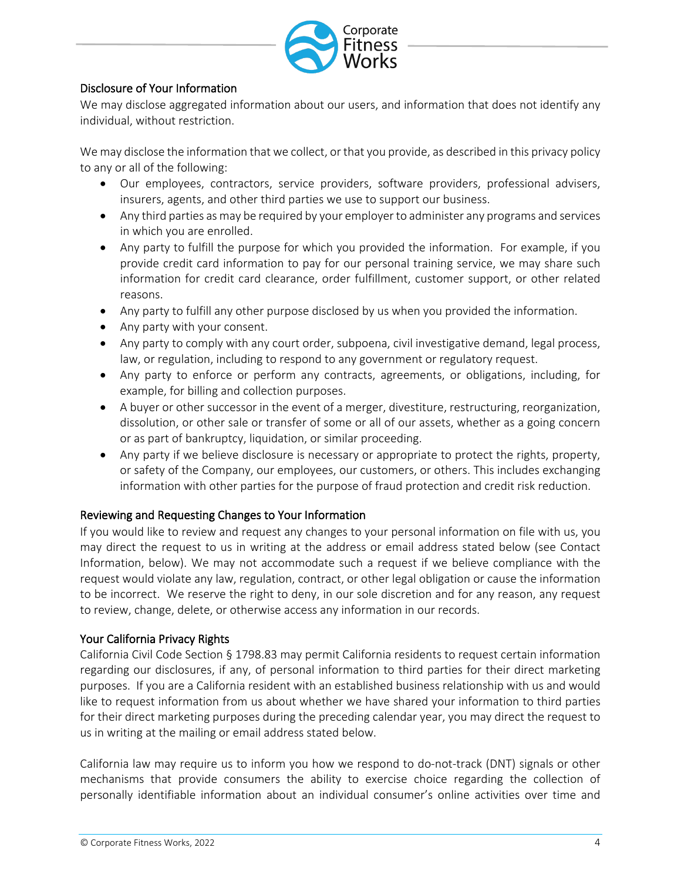## Disclosure of Your Information

We may disclose aggregated information about our users, and information that does not identify any individual, without restriction.

We may disclose the information that we collect, or that you provide, as described in this privacy policy to any or all of the following:

- Our employees, contractors, service providers, software providers, professional advisers, insurers, agents, and other third parties we use to support our business.
- Any third parties as may be required by your employer to administer any programs and services in which you are enrolled.
- Any party to fulfill the purpose for which you provided the information. For example, if you provide credit card information to pay for our personal training service, we may share such information for credit card clearance, order fulfillment, customer support, or other related reasons.
- Any party to fulfill any other purpose disclosed by us when you provided the information.
- Any party with your consent.
- Any party to comply with any court order, subpoena, civil investigative demand, legal process, law, or regulation, including to respond to any government or regulatory request.
- Any party to enforce or perform any contracts, agreements, or obligations, including, for example, for billing and collection purposes.
- A buyer or other successor in the event of a merger, divestiture, restructuring, reorganization, dissolution, or other sale or transfer of some or all of our assets, whether as a going concern or as part of bankruptcy, liquidation, or similar proceeding.
- Any party if we believe disclosure is necessary or appropriate to protect the rights, property, or safety of the Company, our employees, our customers, or others. This includes exchanging information with other parties for the purpose of fraud protection and credit risk reduction.

## Reviewing and Requesting Changes to Your Information

If you would like to review and request any changes to your personal information on file with us, you may direct the request to us in writing at the address or email address stated below (see Contact Information, below). We may not accommodate such a request if we believe compliance with the request would violate any law, regulation, contract, or other legal obligation or cause the information to be incorrect. We reserve the right to deny, in our sole discretion and for any reason, any request to review, change, delete, or otherwise access any information in our records.

## Your California Privacy Rights

California Civil Code Section § 1798.83 may permit California residents to request certain information regarding our disclosures, if any, of personal information to third parties for their direct marketing purposes. If you are a California resident with an established business relationship with us and would like to request information from us about whether we have shared your information to third parties for their direct marketing purposes during the preceding calendar year, you may direct the request to us in writing at the mailing or email address stated below.

California law may require us to inform you how we respond to do-not-track (DNT) signals or other mechanisms that provide consumers the ability to exercise choice regarding the collection of personally identifiable information about an individual consumer's online activities over time and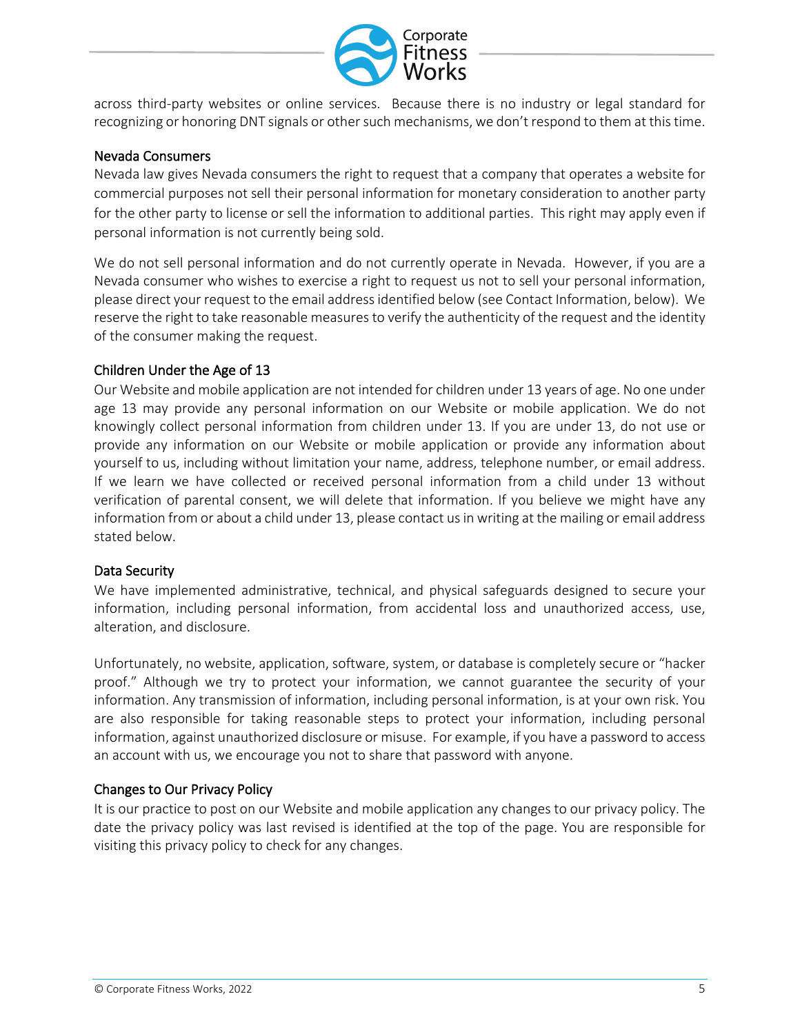across third-party websites or online services. Because there is no industry or legal standard for recognizing or honoring DNT signals or other such mechanisms, we don't respond to them at this time.

## Nevada Consumers

Nevada law gives Nevada consumers the right to request that a company that operates a website for commercial purposes not sell their personal information for monetary consideration to another party for the other party to license or sell the information to additional parties. This right may apply even if personal information is not currently being sold.

We do not sell personal information and do not currently operate in Nevada. However, if you are a Nevada consumer who wishes to exercise a right to request us not to sell your personal information, please direct your request to the email address identified below (see Contact Information, below). We reserve the right to take reasonable measures to verify the authenticity of the request and the identity of the consumer making the request.

## Children Under the Age of 13

Our Website and mobile application are not intended for children under 13 years of age. No one under age 13 may provide any personal information on our Website or mobile application. We do not knowingly collect personal information from children under 13. If you are under 13, do not use or provide any information on our Website or mobile application or provide any information about yourself to us, including without limitation your name, address, telephone number, or email address. If we learn we have collected or received personal information from a child under 13 without verification of parental consent, we will delete that information. If you believe we might have any information from or about a child under 13, please contact us in writing at the mailing or email address stated below.

## Data Security

We have implemented administrative, technical, and physical safeguards designed to secure your information, including personal information, from accidental loss and unauthorized access, use, alteration, and disclosure.

Unfortunately, no website, application, software, system, or database is completely secure or "hacker proof." Although we try to protect your information, we cannot guarantee the security of your information. Any transmission of information, including personal information, is at your own risk. You are also responsible for taking reasonable steps to protect your information, including personal information, against unauthorized disclosure or misuse. For example, if you have a password to access an account with us, we encourage you not to share that password with anyone.

## Changes to Our Privacy Policy

It is our practice to post on our Website and mobile application any changes to our privacy policy. The date the privacy policy was last revised is identified at the top of the page. You are responsible for visiting this privacy policy to check for any changes.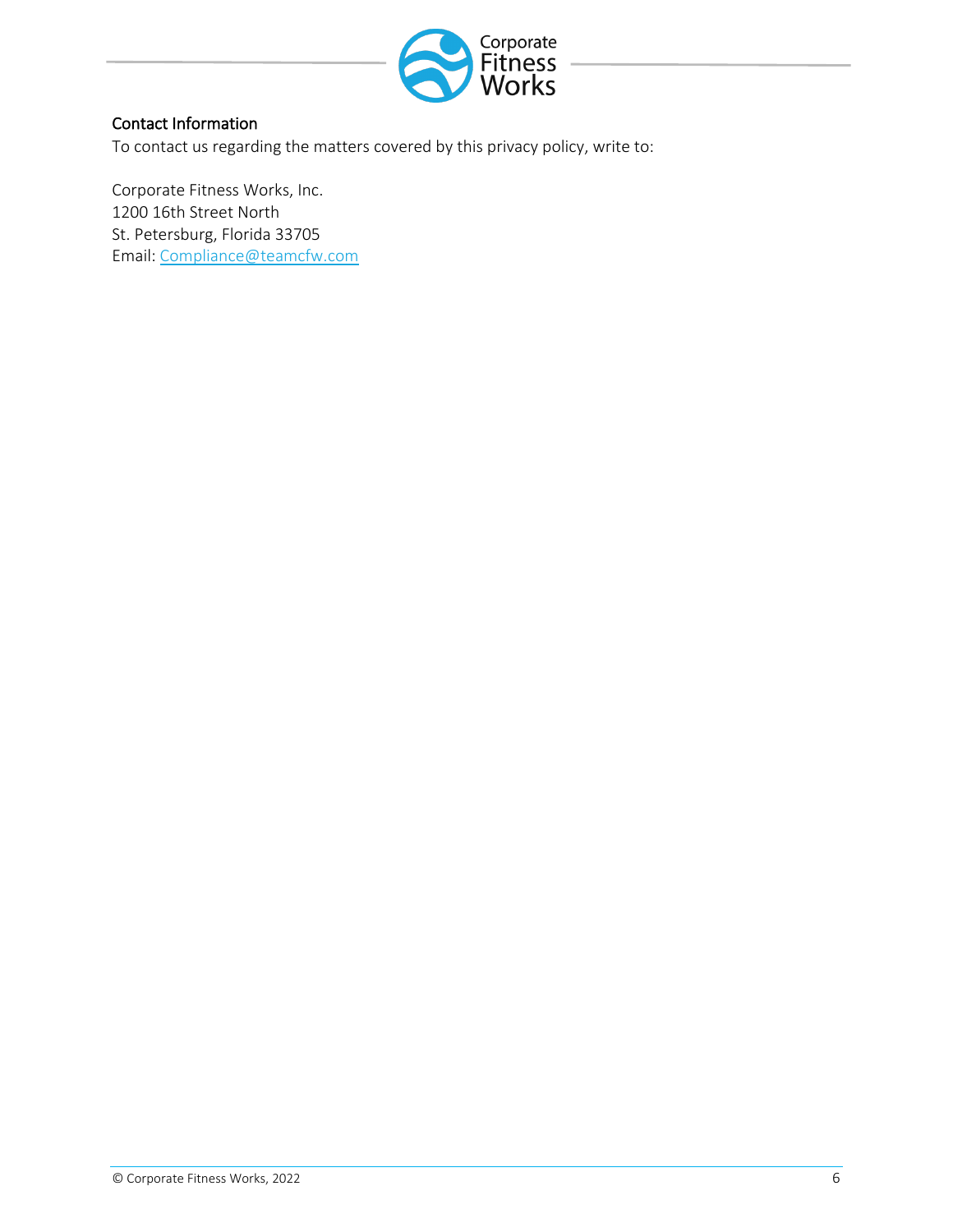## Contact Information

To contact us regarding the matters covered by this privacy policy, write to:

Corporate Fitness Works, Inc.
1200 16th Street North
St. Petersburg, Florida 33705
Email: Compliance@teamcfw.com